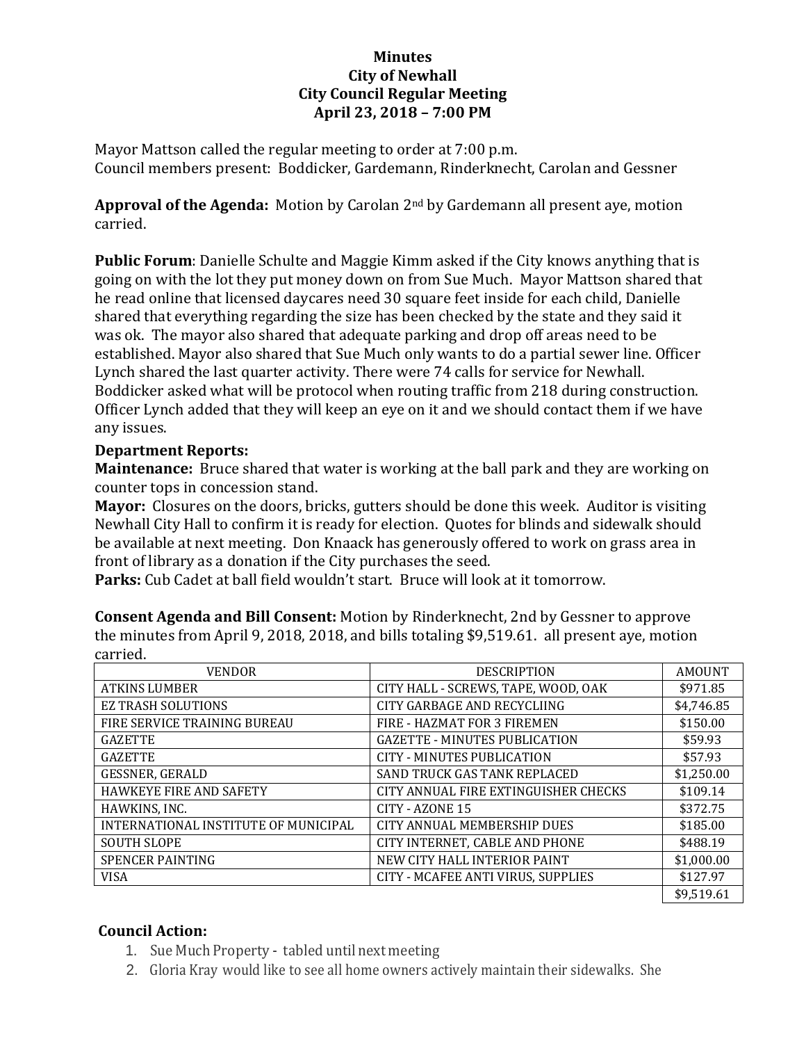# Minutes
## City of Newhall
## City Council Regular Meeting
## April 23, 2018 – 7:00 PM

Mayor Mattson called the regular meeting to order at 7:00 p.m.
Council members present: Boddicker, Gardemann, Rinderknecht, Carolan and Gessner

**Approval of the Agenda:** Motion by Carolan 2nd by Gardemann all present aye, motion carried.

**Public Forum**: Danielle Schulte and Maggie Kimm asked if the City knows anything that is going on with the lot they put money down on from Sue Much. Mayor Mattson shared that he read online that licensed daycares need 30 square feet inside for each child, Danielle shared that everything regarding the size has been checked by the state and they said it was ok. The mayor also shared that adequate parking and drop off areas need to be established. Mayor also shared that Sue Much only wants to do a partial sewer line. Officer Lynch shared the last quarter activity. There were 74 calls for service for Newhall. Boddicker asked what will be protocol when routing traffic from 218 during construction. Officer Lynch added that they will keep an eye on it and we should contact them if we have any issues.

**Department Reports:**

**Maintenance:** Bruce shared that water is working at the ball park and they are working on counter tops in concession stand.

**Mayor:** Closures on the doors, bricks, gutters should be done this week. Auditor is visiting Newhall City Hall to confirm it is ready for election. Quotes for blinds and sidewalk should be available at next meeting. Don Knaack has generously offered to work on grass area in front of library as a donation if the City purchases the seed.

**Parks:** Cub Cadet at ball field wouldn't start. Bruce will look at it tomorrow.

**Consent Agenda and Bill Consent:** Motion by Rinderknecht, 2nd by Gessner to approve the minutes from April 9, 2018, 2018, and bills totaling $9,519.61. all present aye, motion carried.

| VENDOR | DESCRIPTION | AMOUNT |
|---|---|---|
| ATKINS LUMBER | CITY HALL - SCREWS, TAPE, WOOD, OAK | $971.85 |
| EZ TRASH SOLUTIONS | CITY GARBAGE AND RECYCLIING | $4,746.85 |
| FIRE SERVICE TRAINING BUREAU | FIRE - HAZMAT FOR 3 FIREMEN | $150.00 |
| GAZETTE | GAZETTE - MINUTES PUBLICATION | $59.93 |
| GAZETTE | CITY - MINUTES PUBLICATION | $57.93 |
| GESSNER, GERALD | SAND TRUCK GAS TANK REPLACED | $1,250.00 |
| HAWKEYE FIRE AND SAFETY | CITY ANNUAL FIRE EXTINGUISHER CHECKS | $109.14 |
| HAWKINS, INC. | CITY - AZONE 15 | $372.75 |
| INTERNATIONAL INSTITUTE OF MUNICIPAL | CITY ANNUAL MEMBERSHIP DUES | $185.00 |
| SOUTH SLOPE | CITY INTERNET, CABLE AND PHONE | $488.19 |
| SPENCER PAINTING | NEW CITY HALL INTERIOR PAINT | $1,000.00 |
| VISA | CITY - MCAFEE ANTI VIRUS, SUPPLIES | $127.97 |
| | | $9,519.61 |

**Council Action:**

1. Sue Much Property - tabled until next meeting
2. Gloria Kray would like to see all home owners actively maintain their sidewalks. She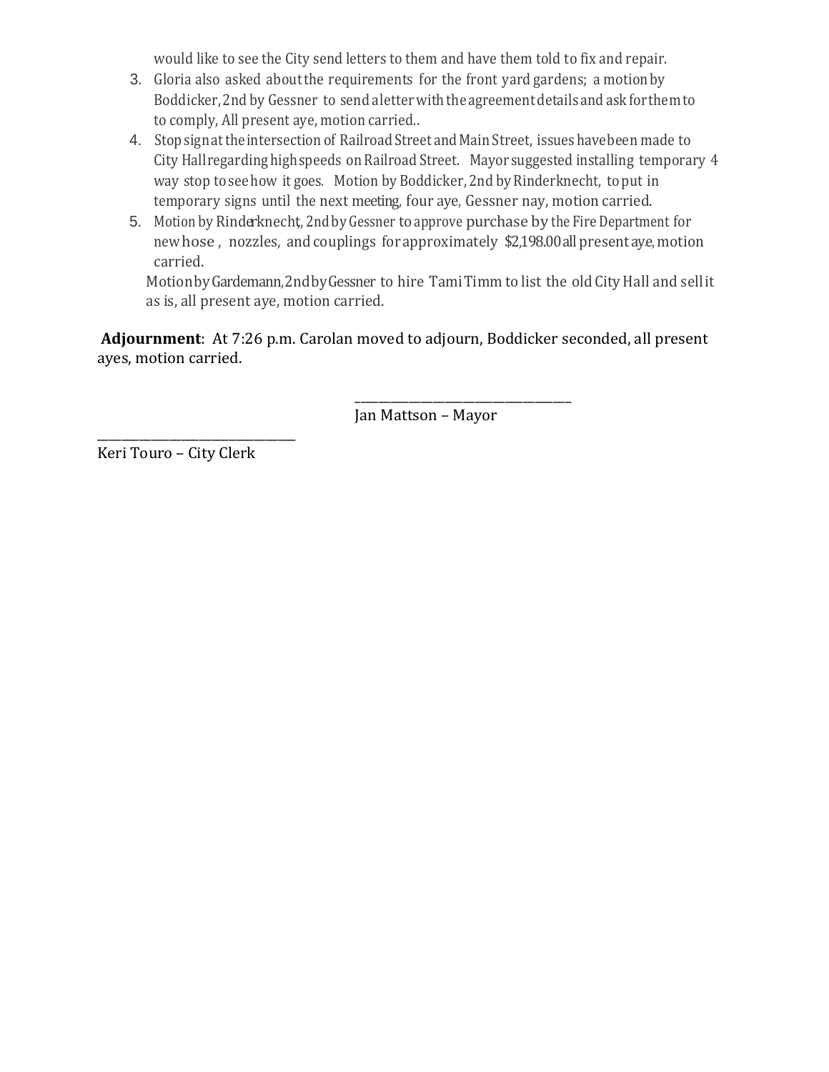would like to see the City send letters to them and have them told to fix and repair.

3. Gloria also asked about the requirements for the front yard gardens; a motion by Boddicker, 2nd by Gessner to send a letter with the agreement details and ask for them to to comply, All present aye, motion carried..
4. Stop sign at the intersection of Railroad Street and Main Street, issues have been made to City Hall regarding high speeds on Railroad Street. Mayor suggested installing temporary 4 way stop to see how it goes. Motion by Boddicker, 2nd by Rinderknecht, to put in temporary signs until the next meeting, four aye, Gessner nay, motion carried.
5. Motion by Rinderknecht, 2nd by Gessner to approve purchase by the Fire Department for new hose, nozzles, and couplings for approximately $2,198.00 all present aye, motion carried.

Motion by Gardemann, 2nd by Gessner to hire Tami Timm to list the old City Hall and sell it as is, all present aye, motion carried.

**Adjournment**: At 7:26 p.m. Carolan moved to adjourn, Boddicker seconded, all present ayes, motion carried.

\_\_\_\_\_\_\_\_\_\_\_\_\_\_\_\_\_\_\_\_\_\_\_\_\_\_\_\_\_\_\_\_\_\_\_\_
Jan Mattson – Mayor

\_\_\_\_\_\_\_\_\_\_\_\_\_\_\_\_\_\_\_\_\_\_\_\_\_\_\_\_\_\_\_\_\_\_\_\_
Keri Touro – City Clerk